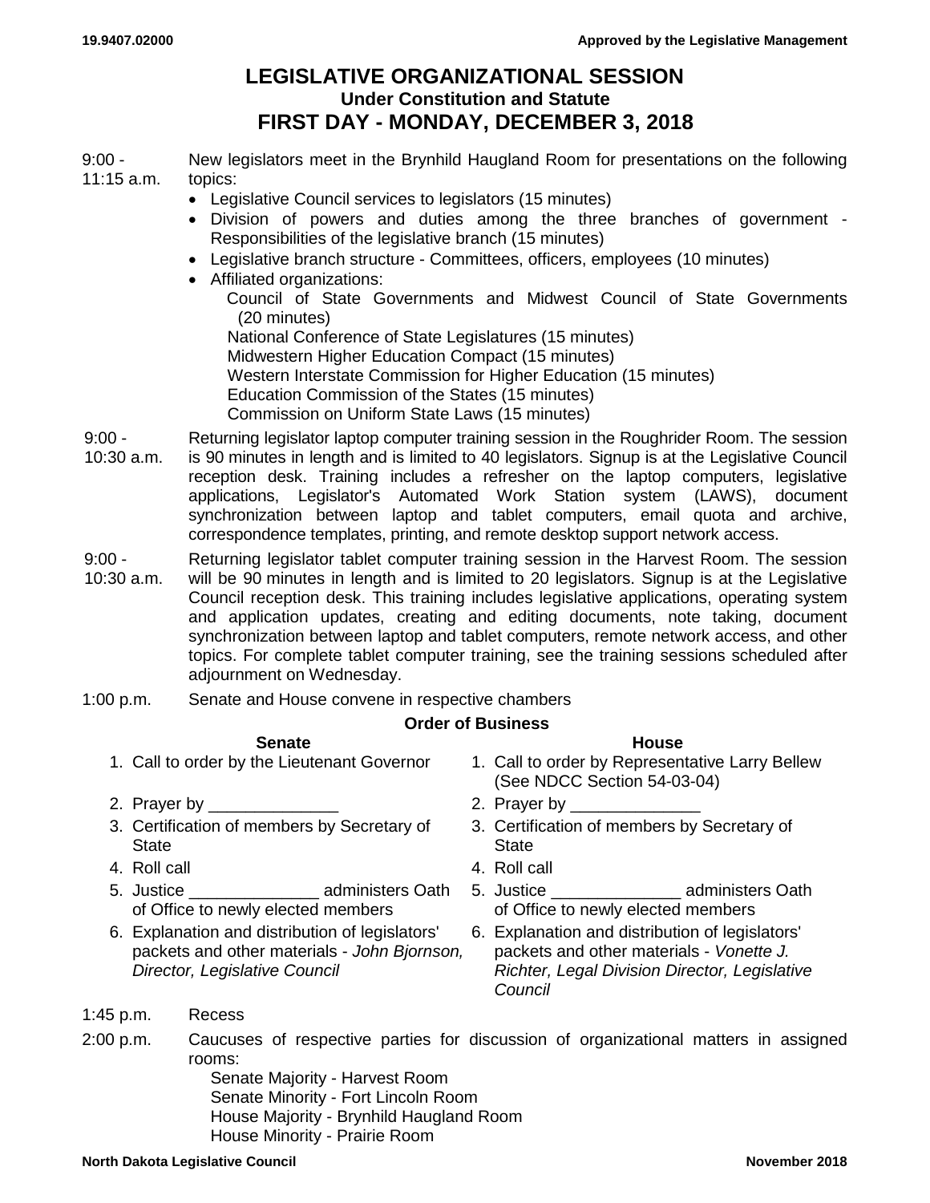19.9407.02000 **Approved by the Legislative Management**

# LEGISLATIVE ORGANIZATIONAL SESSION

### Under Constitution and Statute

## FIRST DAY - MONDAY, DECEMBER 3, 2018

**9:00 - 11:15 a.m.** New legislators meet in the Brynhild Haugland Room for presentations on the following topics:

- Legislative Council services to legislators (15 minutes)
- Division of powers and duties among the three branches of government - Responsibilities of the legislative branch (15 minutes)
- Legislative branch structure - Committees, officers, employees (10 minutes)
- Affiliated organizations:
  - Council of State Governments and Midwest Council of State Governments (20 minutes)
  - National Conference of State Legislatures (15 minutes)
  - Midwestern Higher Education Compact (15 minutes)
  - Western Interstate Commission for Higher Education (15 minutes)
  - Education Commission of the States (15 minutes)
  - Commission on Uniform State Laws (15 minutes)

**9:00 - 10:30 a.m.** Returning legislator laptop computer training session in the Roughrider Room. The session is 90 minutes in length and is limited to 40 legislators. Signup is at the Legislative Council reception desk. Training includes a refresher on the laptop computers, legislative applications, Legislator's Automated Work Station system (LAWS), document synchronization between laptop and tablet computers, email quota and archive, correspondence templates, printing, and remote desktop support network access.

**9:00 - 10:30 a.m.** Returning legislator tablet computer training session in the Harvest Room. The session will be 90 minutes in length and is limited to 20 legislators. Signup is at the Legislative Council reception desk. This training includes legislative applications, operating system and application updates, creating and editing documents, note taking, document synchronization between laptop and tablet computers, remote network access, and other topics. For complete tablet computer training, see the training sessions scheduled after adjournment on Wednesday.

**1:00 p.m.** Senate and House convene in respective chambers

**Order of Business**

**Senate**

1. Call to order by the Lieutenant Governor
2. Prayer by ______________
3. Certification of members by Secretary of State
4. Roll call
5. Justice ______________ administers Oath of Office to newly elected members
6. Explanation and distribution of legislators' packets and other materials - *John Bjornson, Director, Legislative Council*

**House**

1. Call to order by Representative Larry Bellew (See NDCC Section 54-03-04)
2. Prayer by ______________
3. Certification of members by Secretary of State
4. Roll call
5. Justice ______________ administers Oath of Office to newly elected members
6. Explanation and distribution of legislators' packets and other materials - *Vonette J. Richter, Legal Division Director, Legislative Council*

**1:45 p.m.** Recess

**2:00 p.m.** Caucuses of respective parties for discussion of organizational matters in assigned rooms:

- Senate Majority - Harvest Room
- Senate Minority - Fort Lincoln Room
- House Majority - Brynhild Haugland Room
- House Minority - Prairie Room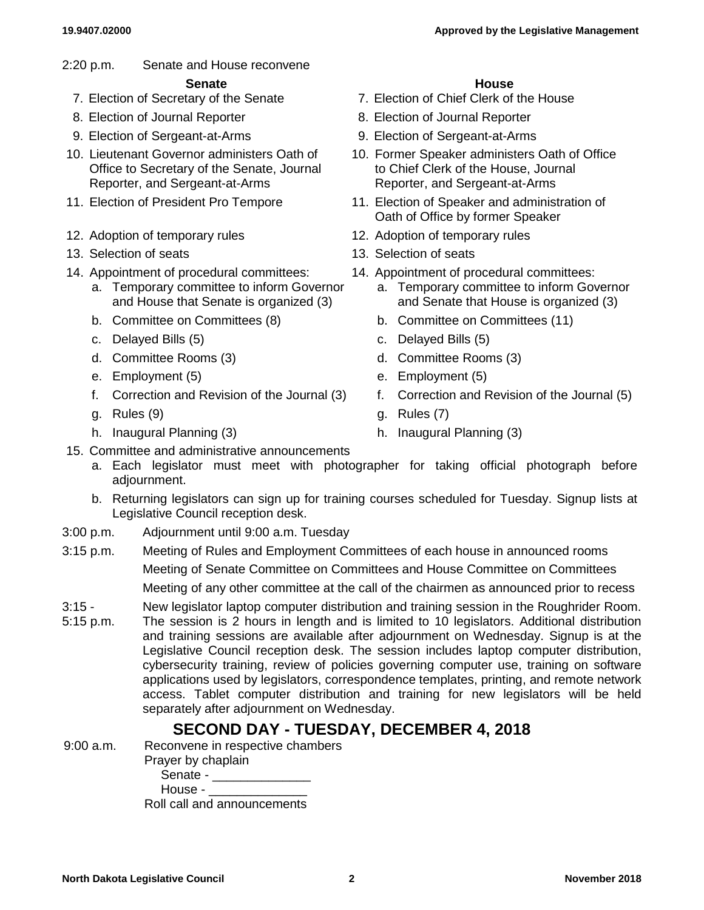2:20 p.m. Senate and House reconvene

| Senate | House |
|---|---|
| 7. Election of Secretary of the Senate | 7. Election of Chief Clerk of the House |
| 8. Election of Journal Reporter | 8. Election of Journal Reporter |
| 9. Election of Sergeant-at-Arms | 9. Election of Sergeant-at-Arms |
| 10. Lieutenant Governor administers Oath of Office to Secretary of the Senate, Journal Reporter, and Sergeant-at-Arms | 10. Former Speaker administers Oath of Office to Chief Clerk of the House, Journal Reporter, and Sergeant-at-Arms |
| 11. Election of President Pro Tempore | 11. Election of Speaker and administration of Oath of Office by former Speaker |
| 12. Adoption of temporary rules | 12. Adoption of temporary rules |
| 13. Selection of seats | 13. Selection of seats |
| 14. Appointment of procedural committees: | 14. Appointment of procedural committees: |
| a. Temporary committee to inform Governor and House that Senate is organized (3) | a. Temporary committee to inform Governor and Senate that House is organized (3) |
| b. Committee on Committees (8) | b. Committee on Committees (11) |
| c. Delayed Bills (5) | c. Delayed Bills (5) |
| d. Committee Rooms (3) | d. Committee Rooms (3) |
| e. Employment (5) | e. Employment (5) |
| f. Correction and Revision of the Journal (3) | f. Correction and Revision of the Journal (5) |
| g. Rules (9) | g. Rules (7) |
| h. Inaugural Planning (3) | h. Inaugural Planning (3) |

15. Committee and administrative announcements
    a. Each legislator must meet with photographer for taking official photograph before adjournment.
    b. Returning legislators can sign up for training courses scheduled for Tuesday. Signup lists at Legislative Council reception desk.

3:00 p.m. Adjournment until 9:00 a.m. Tuesday

3:15 p.m. Meeting of Rules and Employment Committees of each house in announced rooms

Meeting of Senate Committee on Committees and House Committee on Committees

Meeting of any other committee at the call of the chairmen as announced prior to recess

3:15 - 5:15 p.m. New legislator laptop computer distribution and training session in the Roughrider Room. The session is 2 hours in length and is limited to 10 legislators. Additional distribution and training sessions are available after adjournment on Wednesday. Signup is at the Legislative Council reception desk. The session includes laptop computer distribution, cybersecurity training, review of policies governing computer use, training on software applications used by legislators, correspondence templates, printing, and remote network access. Tablet computer distribution and training for new legislators will be held separately after adjournment on Wednesday.

## SECOND DAY - TUESDAY, DECEMBER 4, 2018

9:00 a.m. Reconvene in respective chambers

Prayer by chaplain

Senate - ______________

House - ______________

Roll call and announcements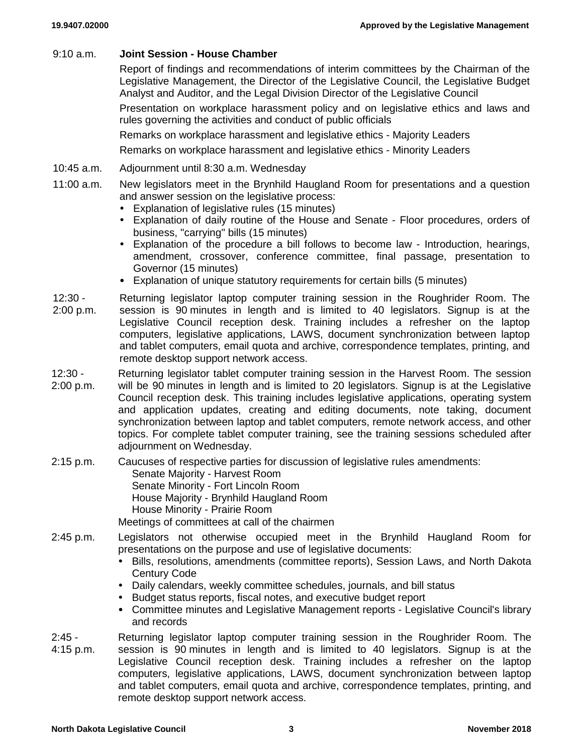| | |
|---|---|
| 9:10 a.m. | **Joint Session - House Chamber**<br><br>Report of findings and recommendations of interim committees by the Chairman of the Legislative Management, the Director of the Legislative Council, the Legislative Budget Analyst and Auditor, and the Legal Division Director of the Legislative Council<br><br>Presentation on workplace harassment policy and on legislative ethics and laws and rules governing the activities and conduct of public officials<br><br>Remarks on workplace harassment and legislative ethics - Majority Leaders<br><br>Remarks on workplace harassment and legislative ethics - Minority Leaders |
| 10:45 a.m. | Adjournment until 8:30 a.m. Wednesday |
| 11:00 a.m. | New legislators meet in the Brynhild Haugland Room for presentations and a question and answer session on the legislative process:<br>• Explanation of legislative rules (15 minutes)<br>• Explanation of daily routine of the House and Senate - Floor procedures, orders of business, "carrying" bills (15 minutes)<br>• Explanation of the procedure a bill follows to become law - Introduction, hearings, amendment, crossover, conference committee, final passage, presentation to Governor (15 minutes)<br>• Explanation of unique statutory requirements for certain bills (5 minutes) |
| 12:30 - 2:00 p.m. | Returning legislator laptop computer training session in the Roughrider Room. The session is 90 minutes in length and is limited to 40 legislators. Signup is at the Legislative Council reception desk. Training includes a refresher on the laptop computers, legislative applications, LAWS, document synchronization between laptop and tablet computers, email quota and archive, correspondence templates, printing, and remote desktop support network access. |
| 12:30 - 2:00 p.m. | Returning legislator tablet computer training session in the Harvest Room. The session will be 90 minutes in length and is limited to 20 legislators. Signup is at the Legislative Council reception desk. This training includes legislative applications, operating system and application updates, creating and editing documents, note taking, document synchronization between laptop and tablet computers, remote network access, and other topics. For complete tablet computer training, see the training sessions scheduled after adjournment on Wednesday. |
| 2:15 p.m. | Caucuses of respective parties for discussion of legislative rules amendments:<br>Senate Majority - Harvest Room<br>Senate Minority - Fort Lincoln Room<br>House Majority - Brynhild Haugland Room<br>House Minority - Prairie Room<br>Meetings of committees at call of the chairmen |
| 2:45 p.m. | Legislators not otherwise occupied meet in the Brynhild Haugland Room for presentations on the purpose and use of legislative documents:<br>• Bills, resolutions, amendments (committee reports), Session Laws, and North Dakota Century Code<br>• Daily calendars, weekly committee schedules, journals, and bill status<br>• Budget status reports, fiscal notes, and executive budget report<br>• Committee minutes and Legislative Management reports - Legislative Council's library and records |
| 2:45 - 4:15 p.m. | Returning legislator laptop computer training session in the Roughrider Room. The session is 90 minutes in length and is limited to 40 legislators. Signup is at the Legislative Council reception desk. Training includes a refresher on the laptop computers, legislative applications, LAWS, document synchronization between laptop and tablet computers, email quota and archive, correspondence templates, printing, and remote desktop support network access. |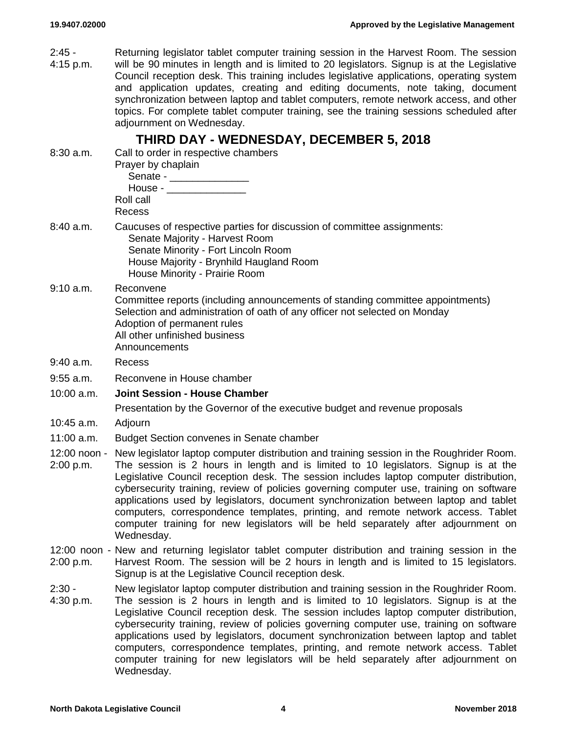2:45 - 4:15 p.m. Returning legislator tablet computer training session in the Harvest Room. The session will be 90 minutes in length and is limited to 20 legislators. Signup is at the Legislative Council reception desk. This training includes legislative applications, operating system and application updates, creating and editing documents, note taking, document synchronization between laptop and tablet computers, remote network access, and other topics. For complete tablet computer training, see the training sessions scheduled after adjournment on Wednesday.

## THIRD DAY - WEDNESDAY, DECEMBER 5, 2018

8:30 a.m. Call to order in respective chambers
Prayer by chaplain
Senate - ______________
House - ______________
Roll call
Recess

8:40 a.m. Caucuses of respective parties for discussion of committee assignments:
- Senate Majority - Harvest Room
- Senate Minority - Fort Lincoln Room
- House Majority - Brynhild Haugland Room
- House Minority - Prairie Room

9:10 a.m. Reconvene
Committee reports (including announcements of standing committee appointments)
Selection and administration of oath of any officer not selected on Monday
Adoption of permanent rules
All other unfinished business
Announcements

9:40 a.m. Recess

9:55 a.m. Reconvene in House chamber

10:00 a.m. **Joint Session - House Chamber**
Presentation by the Governor of the executive budget and revenue proposals

10:45 a.m. Adjourn

11:00 a.m. Budget Section convenes in Senate chamber

12:00 noon - 2:00 p.m. New legislator laptop computer distribution and training session in the Roughrider Room. The session is 2 hours in length and is limited to 10 legislators. Signup is at the Legislative Council reception desk. The session includes laptop computer distribution, cybersecurity training, review of policies governing computer use, training on software applications used by legislators, document synchronization between laptop and tablet computers, correspondence templates, printing, and remote network access. Tablet computer training for new legislators will be held separately after adjournment on Wednesday.

12:00 noon - 2:00 p.m. New and returning legislator tablet computer distribution and training session in the Harvest Room. The session will be 2 hours in length and is limited to 15 legislators. Signup is at the Legislative Council reception desk.

2:30 - 4:30 p.m. New legislator laptop computer distribution and training session in the Roughrider Room. The session is 2 hours in length and is limited to 10 legislators. Signup is at the Legislative Council reception desk. The session includes laptop computer distribution, cybersecurity training, review of policies governing computer use, training on software applications used by legislators, document synchronization between laptop and tablet computers, correspondence templates, printing, and remote network access. Tablet computer training for new legislators will be held separately after adjournment on Wednesday.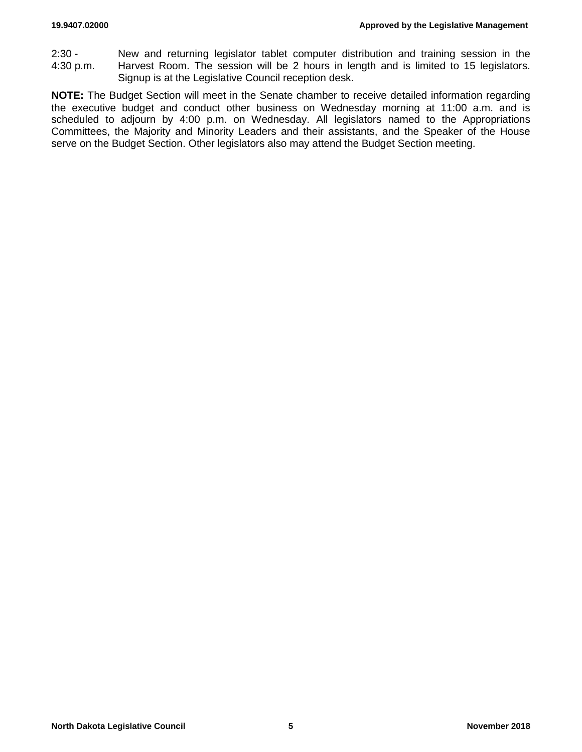2:30 - 4:30 p.m. New and returning legislator tablet computer distribution and training session in the Harvest Room. The session will be 2 hours in length and is limited to 15 legislators. Signup is at the Legislative Council reception desk.

**NOTE:** The Budget Section will meet in the Senate chamber to receive detailed information regarding the executive budget and conduct other business on Wednesday morning at 11:00 a.m. and is scheduled to adjourn by 4:00 p.m. on Wednesday. All legislators named to the Appropriations Committees, the Majority and Minority Leaders and their assistants, and the Speaker of the House serve on the Budget Section. Other legislators also may attend the Budget Section meeting.